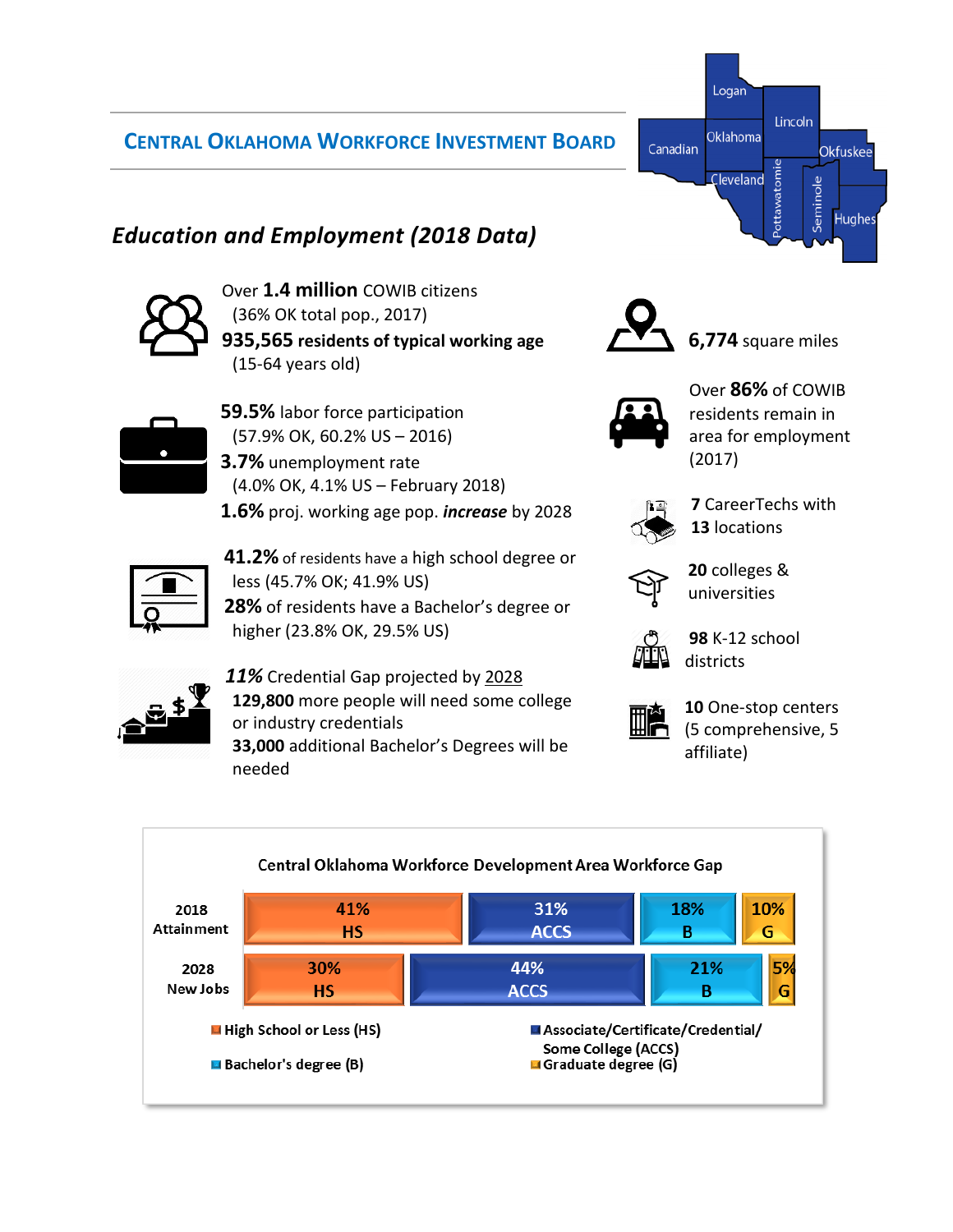# Central Oklahoma Workforce Investment Board

Logan, Lincoln, Canadian, Oklahoma, Okfuskee, Cleveland, Pottawatomie, Seminole, Hughes

## *Education and Employment (2018 Data)*

Over **1.4 million** COWIB citizens
(36% OK total pop., 2017)
**935,565 residents of typical working age**
(15-64 years old)

**59.5%** labor force participation
(57.9% OK, 60.2% US – 2016)
**3.7%** unemployment rate
(4.0% OK, 4.1% US – February 2018)
**1.6%** proj. working age pop. ***increase*** by 2028

**41.2%** of residents have a high school degree or less (45.7% OK; 41.9% US)
**28%** of residents have a Bachelor's degree or higher (23.8% OK, 29.5% US)

***11%*** Credential Gap projected by 2028
**129,800** more people will need some college or industry credentials
**33,000** additional Bachelor's Degrees will be needed

**6,774** square miles

Over **86%** of COWIB residents remain in area for employment (2017)

**7** CareerTechs with **13** locations

**20** colleges & universities

**98** K-12 school districts

**10** One-stop centers (5 comprehensive, 5 affiliate)

### Central Oklahoma Workforce Development Area Workforce Gap

| | HS | ACCS | B | G |
|---|---|---|---|---|
| 2018 Attainment | 41% | 31% | 18% | 10% |
| 2028 New Jobs | 30% | 44% | 21% | 5% |

- High School or Less (HS)
- Associate/Certificate/Credential/ Some College (ACCS)
- Bachelor's degree (B)
- Graduate degree (G)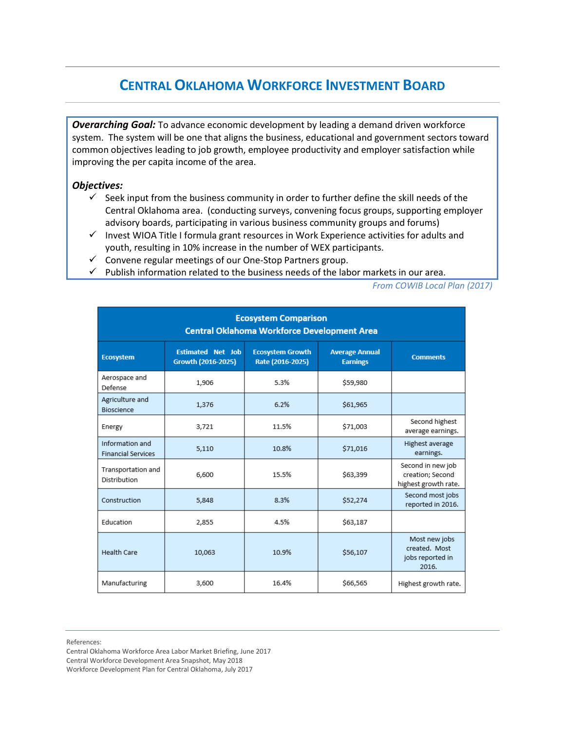# Central Oklahoma Workforce Investment Board

***Overarching Goal:*** To advance economic development by leading a demand driven workforce system. The system will be one that aligns the business, educational and government sectors toward common objectives leading to job growth, employee productivity and employer satisfaction while improving the per capita income of the area.

***Objectives:***

- ✓ Seek input from the business community in order to further define the skill needs of the Central Oklahoma area. (conducting surveys, convening focus groups, supporting employer advisory boards, participating in various business community groups and forums)
- ✓ Invest WIOA Title I formula grant resources in Work Experience activities for adults and youth, resulting in 10% increase in the number of WEX participants.
- ✓ Convene regular meetings of our One-Stop Partners group.
- ✓ Publish information related to the business needs of the labor markets in our area.

*From COWIB Local Plan (2017)*

**Ecosystem Comparison**
**Central Oklahoma Workforce Development Area**

| Ecosystem | Estimated Net Job Growth (2016-2025) | Ecosystem Growth Rate (2016-2025) | Average Annual Earnings | Comments |
|---|---|---|---|---|
| Aerospace and Defense | 1,906 | 5.3% | $59,980 | |
| Agriculture and Bioscience | 1,376 | 6.2% | $61,965 | |
| Energy | 3,721 | 11.5% | $71,003 | Second highest average earnings. |
| Information and Financial Services | 5,110 | 10.8% | $71,016 | Highest average earnings. |
| Transportation and Distribution | 6,600 | 15.5% | $63,399 | Second in new job creation; Second highest growth rate. |
| Construction | 5,848 | 8.3% | $52,274 | Second most jobs reported in 2016. |
| Education | 2,855 | 4.5% | $63,187 | |
| Health Care | 10,063 | 10.9% | $56,107 | Most new jobs created. Most jobs reported in 2016. |
| Manufacturing | 3,600 | 16.4% | $66,565 | Highest growth rate. |

References:
Central Oklahoma Workforce Area Labor Market Briefing, June 2017
Central Workforce Development Area Snapshot, May 2018
Workforce Development Plan for Central Oklahoma, July 2017